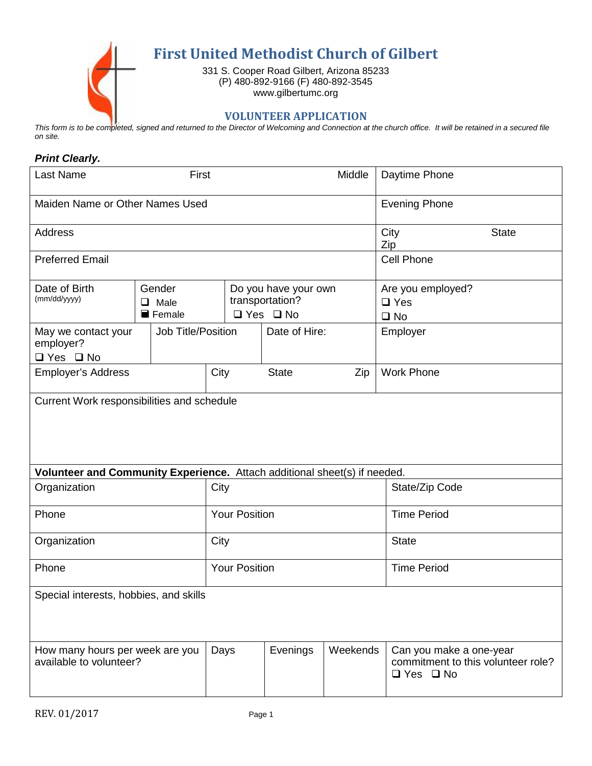# First United Methodist Church of Gilbert

331 S. Cooper Road Gilbert, Arizona 85233
(P) 480-892-9166 (F) 480-892-3545
www.gilbertumc.org

## VOLUNTEER APPLICATION

*This form is to be completed, signed and returned to the Director of Welcoming and Connection at the church office. It will be retained in a secured file on site.*

***Print Clearly.***

| Last Name | First | Middle | Daytime Phone |
|---|---|---|---|
| Maiden Name or Other Names Used | | | Evening Phone |
| Address | | | City State Zip |
| Preferred Email | | | Cell Phone |

| Date of Birth (mm/dd/yyyy) | Gender ❑ Male ■ Female | Do you have your own transportation? ❑ Yes ❑ No | Are you employed? ❑ Yes ❑ No |
|---|---|---|---|
| May we contact your employer? ❑ Yes ❑ No | Job Title/Position | Date of Hire: | Employer |
| Employer's Address | City | State Zip | Work Phone |

Current Work responsibilities and schedule

**Volunteer and Community Experience.** Attach additional sheet(s) if needed.

| Organization | City | State/Zip Code |
|---|---|---|
| Phone | Your Position | Time Period |
| Organization | City | State |
| Phone | Your Position | Time Period |

Special interests, hobbies, and skills

| How many hours per week are you available to volunteer? | Days | Evenings | Weekends | Can you make a one-year commitment to this volunteer role? ❑ Yes ❑ No |
|---|---|---|---|---|

REV. 01/2017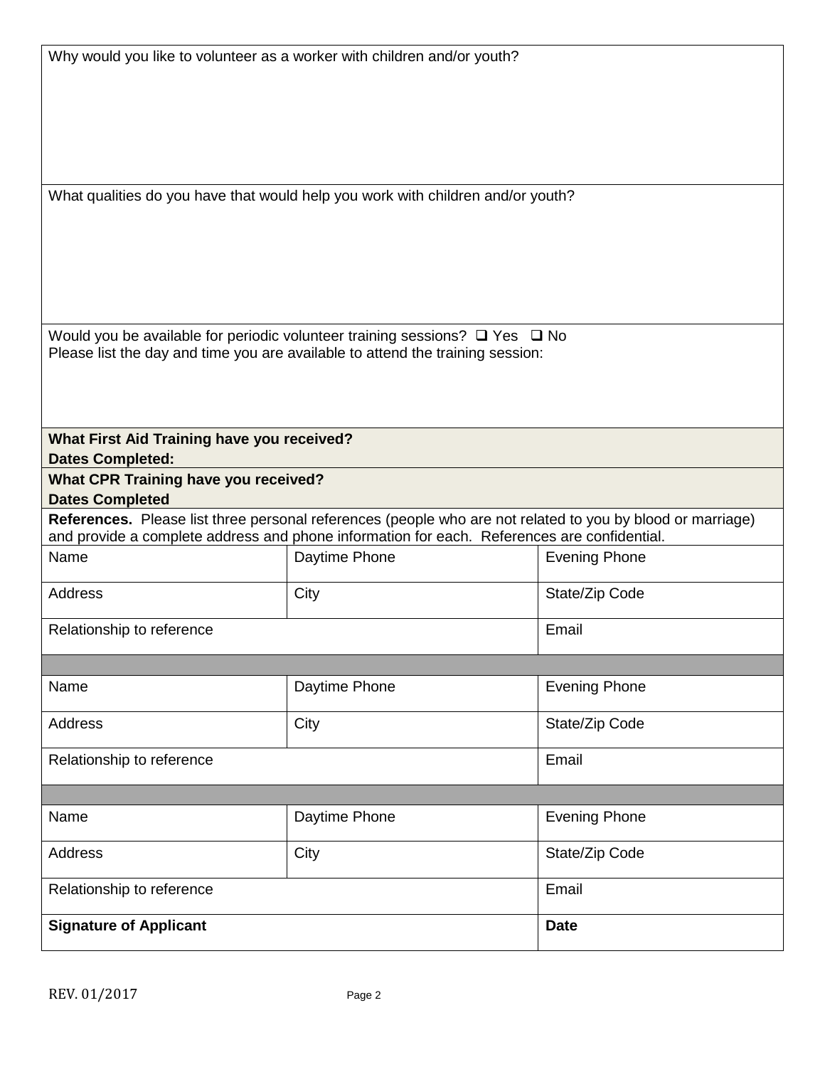Why would you like to volunteer as a worker with children and/or youth?

What qualities do you have that would help you work with children and/or youth?

Would you be available for periodic volunteer training sessions? ❑ Yes ❑ No
Please list the day and time you are available to attend the training session:

**What First Aid Training have you received?**
**Dates Completed:**

**What CPR Training have you received?**
**Dates Completed**

**References.** Please list three personal references (people who are not related to you by blood or marriage) and provide a complete address and phone information for each. References are confidential.

| | | |
|---|---|---|
| Name | Daytime Phone | Evening Phone |
| Address | City | State/Zip Code |
| Relationship to reference | | Email |
| | | |
| Name | Daytime Phone | Evening Phone |
| Address | City | State/Zip Code |
| Relationship to reference | | Email |
| | | |
| Name | Daytime Phone | Evening Phone |
| Address | City | State/Zip Code |
| Relationship to reference | | Email |
| **Signature of Applicant** | | **Date** |

REV. 01/2017